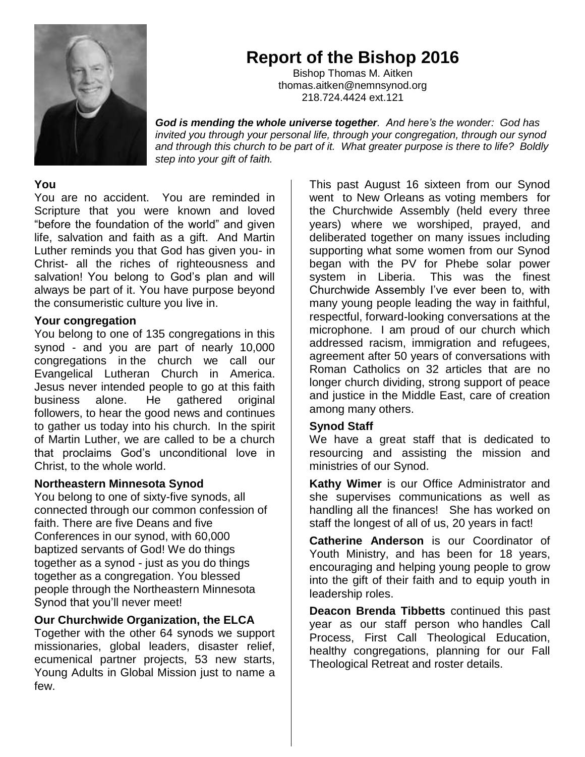# Report of the Bishop 2016

Bishop Thomas M. Aitken
thomas.aitken@nemnsynod.org
218.724.4424 ext.121

***God is mending the whole universe together**. And here's the wonder: God has invited you through your personal life, through your congregation, through our synod and through this church to be part of it. What greater purpose is there to life? Boldly step into your gift of faith.*

**You**

You are no accident. You are reminded in Scripture that you were known and loved "before the foundation of the world" and given life, salvation and faith as a gift. And Martin Luther reminds you that God has given you- in Christ- all the riches of righteousness and salvation! You belong to God's plan and will always be part of it. You have purpose beyond the consumeristic culture you live in.

**Your congregation**

You belong to one of 135 congregations in this synod - and you are part of nearly 10,000 congregations in the church we call our Evangelical Lutheran Church in America. Jesus never intended people to go at this faith business alone. He gathered original followers, to hear the good news and continues to gather us today into his church. In the spirit of Martin Luther, we are called to be a church that proclaims God's unconditional love in Christ, to the whole world.

**Northeastern Minnesota Synod**

You belong to one of sixty-five synods, all connected through our common confession of faith. There are five Deans and five Conferences in our synod, with 60,000 baptized servants of God! We do things together as a synod - just as you do things together as a congregation. You blessed people through the Northeastern Minnesota Synod that you'll never meet!

**Our Churchwide Organization, the ELCA**

Together with the other 64 synods we support missionaries, global leaders, disaster relief, ecumenical partner projects, 53 new starts, Young Adults in Global Mission just to name a few.

This past August 16 sixteen from our Synod went to New Orleans as voting members for the Churchwide Assembly (held every three years) where we worshiped, prayed, and deliberated together on many issues including supporting what some women from our Synod began with the PV for Phebe solar power system in Liberia. This was the finest Churchwide Assembly I've ever been to, with many young people leading the way in faithful, respectful, forward-looking conversations at the microphone. I am proud of our church which addressed racism, immigration and refugees, agreement after 50 years of conversations with Roman Catholics on 32 articles that are no longer church dividing, strong support of peace and justice in the Middle East, care of creation among many others.

**Synod Staff**

We have a great staff that is dedicated to resourcing and assisting the mission and ministries of our Synod.

**Kathy Wimer** is our Office Administrator and she supervises communications as well as handling all the finances! She has worked on staff the longest of all of us, 20 years in fact!

**Catherine Anderson** is our Coordinator of Youth Ministry, and has been for 18 years, encouraging and helping young people to grow into the gift of their faith and to equip youth in leadership roles.

**Deacon Brenda Tibbetts** continued this past year as our staff person who handles Call Process, First Call Theological Education, healthy congregations, planning for our Fall Theological Retreat and roster details.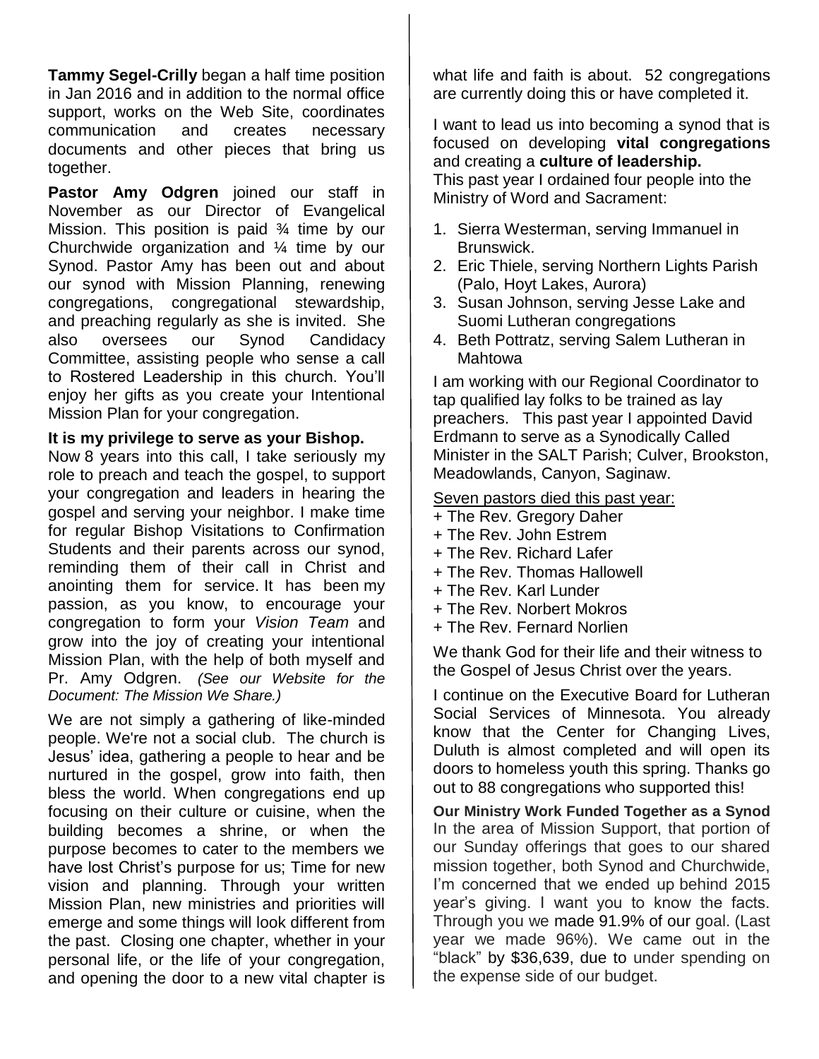**Tammy Segel-Crilly** began a half time position in Jan 2016 and in addition to the normal office support, works on the Web Site, coordinates communication and creates necessary documents and other pieces that bring us together.

**Pastor Amy Odgren** joined our staff in November as our Director of Evangelical Mission. This position is paid ¾ time by our Churchwide organization and ¼ time by our Synod. Pastor Amy has been out and about our synod with Mission Planning, renewing congregations, congregational stewardship, and preaching regularly as she is invited. She also oversees our Synod Candidacy Committee, assisting people who sense a call to Rostered Leadership in this church. You'll enjoy her gifts as you create your Intentional Mission Plan for your congregation.

**It is my privilege to serve as your Bishop.**

Now 8 years into this call, I take seriously my role to preach and teach the gospel, to support your congregation and leaders in hearing the gospel and serving your neighbor. I make time for regular Bishop Visitations to Confirmation Students and their parents across our synod, reminding them of their call in Christ and anointing them for service. It has been my passion, as you know, to encourage your congregation to form your *Vision Team* and grow into the joy of creating your intentional Mission Plan, with the help of both myself and Pr. Amy Odgren. *(See our Website for the Document: The Mission We Share.)*

We are not simply a gathering of like-minded people. We're not a social club. The church is Jesus' idea, gathering a people to hear and be nurtured in the gospel, grow into faith, then bless the world. When congregations end up focusing on their culture or cuisine, when the building becomes a shrine, or when the purpose becomes to cater to the members we have lost Christ's purpose for us; Time for new vision and planning. Through your written Mission Plan, new ministries and priorities will emerge and some things will look different from the past. Closing one chapter, whether in your personal life, or the life of your congregation, and opening the door to a new vital chapter is what life and faith is about. 52 congregations are currently doing this or have completed it.

I want to lead us into becoming a synod that is focused on developing **vital congregations** and creating a **culture of leadership.**
This past year I ordained four people into the Ministry of Word and Sacrament:

1. Sierra Westerman, serving Immanuel in Brunswick.
2. Eric Thiele, serving Northern Lights Parish (Palo, Hoyt Lakes, Aurora)
3. Susan Johnson, serving Jesse Lake and Suomi Lutheran congregations
4. Beth Pottratz, serving Salem Lutheran in Mahtowa

I am working with our Regional Coordinator to tap qualified lay folks to be trained as lay preachers. This past year I appointed David Erdmann to serve as a Synodically Called Minister in the SALT Parish; Culver, Brookston, Meadowlands, Canyon, Saginaw.

<u>Seven pastors died this past year:</u>

+ The Rev. Gregory Daher
+ The Rev. John Estrem
+ The Rev. Richard Lafer
+ The Rev. Thomas Hallowell
+ The Rev. Karl Lunder
+ The Rev. Norbert Mokros
+ The Rev. Fernard Norlien

We thank God for their life and their witness to the Gospel of Jesus Christ over the years.

I continue on the Executive Board for Lutheran Social Services of Minnesota. You already know that the Center for Changing Lives, Duluth is almost completed and will open its doors to homeless youth this spring. Thanks go out to 88 congregations who supported this!

**Our Ministry Work Funded Together as a Synod**
In the area of Mission Support, that portion of our Sunday offerings that goes to our shared mission together, both Synod and Churchwide, I'm concerned that we ended up behind 2015 year's giving. I want you to know the facts. Through you we made 91.9% of our goal. (Last year we made 96%). We came out in the "black" by $36,639, due to under spending on the expense side of our budget.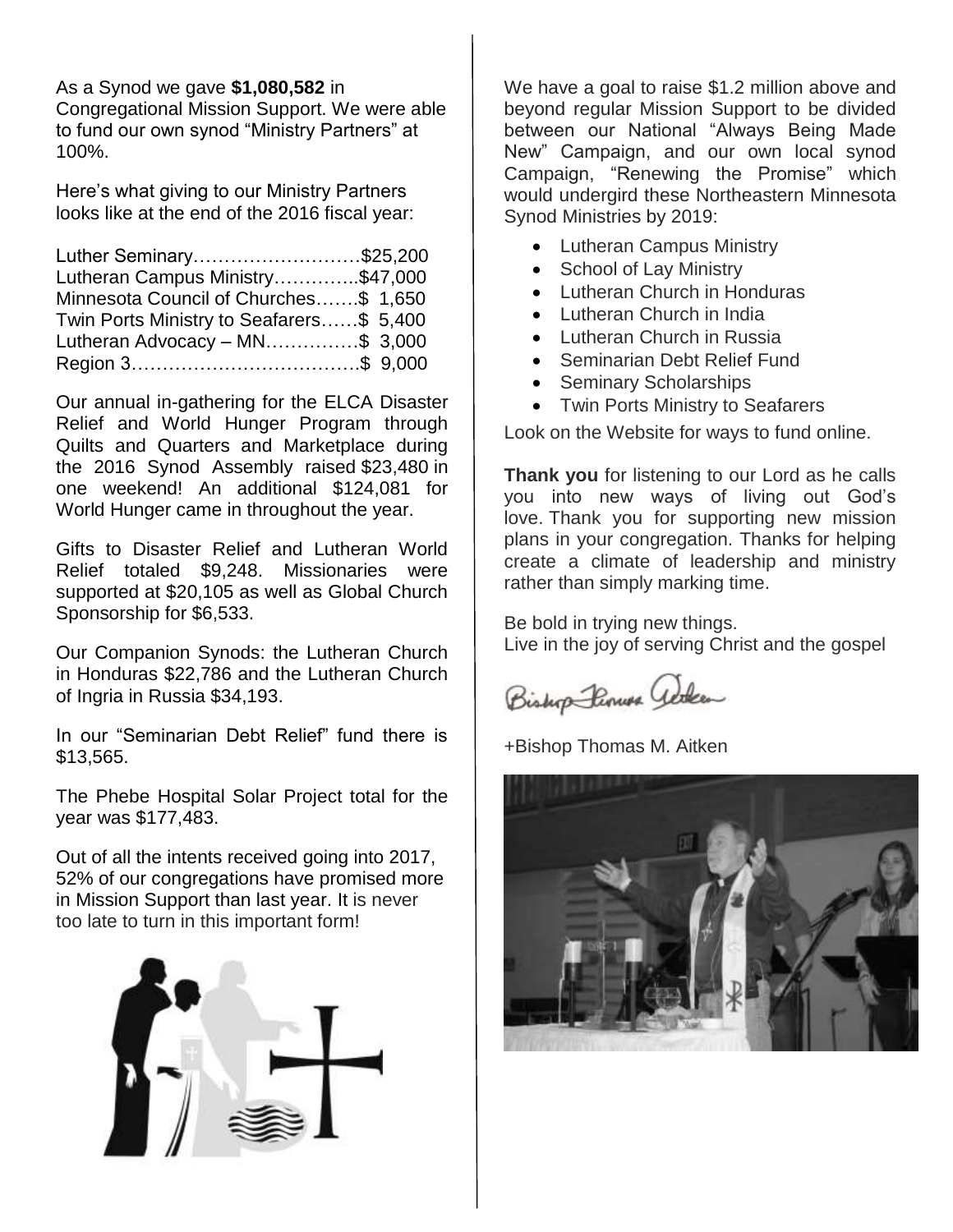As a Synod we gave **$1,080,582** in Congregational Mission Support. We were able to fund our own synod "Ministry Partners" at 100%.

Here's what giving to our Ministry Partners looks like at the end of the 2016 fiscal year:

| | |
|---|---|
| Luther Seminary | $25,200 |
| Lutheran Campus Ministry | $47,000 |
| Minnesota Council of Churches | $ 1,650 |
| Twin Ports Ministry to Seafarers | $ 5,400 |
| Lutheran Advocacy – MN | $ 3,000 |
| Region 3 | $ 9,000 |

Our annual in-gathering for the ELCA Disaster Relief and World Hunger Program through Quilts and Quarters and Marketplace during the 2016 Synod Assembly raised $23,480 in one weekend! An additional $124,081 for World Hunger came in throughout the year.

Gifts to Disaster Relief and Lutheran World Relief totaled $9,248. Missionaries were supported at $20,105 as well as Global Church Sponsorship for $6,533.

Our Companion Synods: the Lutheran Church in Honduras $22,786 and the Lutheran Church of Ingria in Russia $34,193.

In our "Seminarian Debt Relief" fund there is $13,565.

The Phebe Hospital Solar Project total for the year was $177,483.

Out of all the intents received going into 2017, 52% of our congregations have promised more in Mission Support than last year. It is never too late to turn in this important form!

We have a goal to raise $1.2 million above and beyond regular Mission Support to be divided between our National "Always Being Made New" Campaign, and our own local synod Campaign, "Renewing the Promise" which would undergird these Northeastern Minnesota Synod Ministries by 2019:

- Lutheran Campus Ministry
- School of Lay Ministry
- Lutheran Church in Honduras
- Lutheran Church in India
- Lutheran Church in Russia
- Seminarian Debt Relief Fund
- Seminary Scholarships
- Twin Ports Ministry to Seafarers

Look on the Website for ways to fund online.

**Thank you** for listening to our Lord as he calls you into new ways of living out God's love. Thank you for supporting new mission plans in your congregation. Thanks for helping create a climate of leadership and ministry rather than simply marking time.

Be bold in trying new things.
Live in the joy of serving Christ and the gospel

Bishop Thomas Aitken

+Bishop Thomas M. Aitken